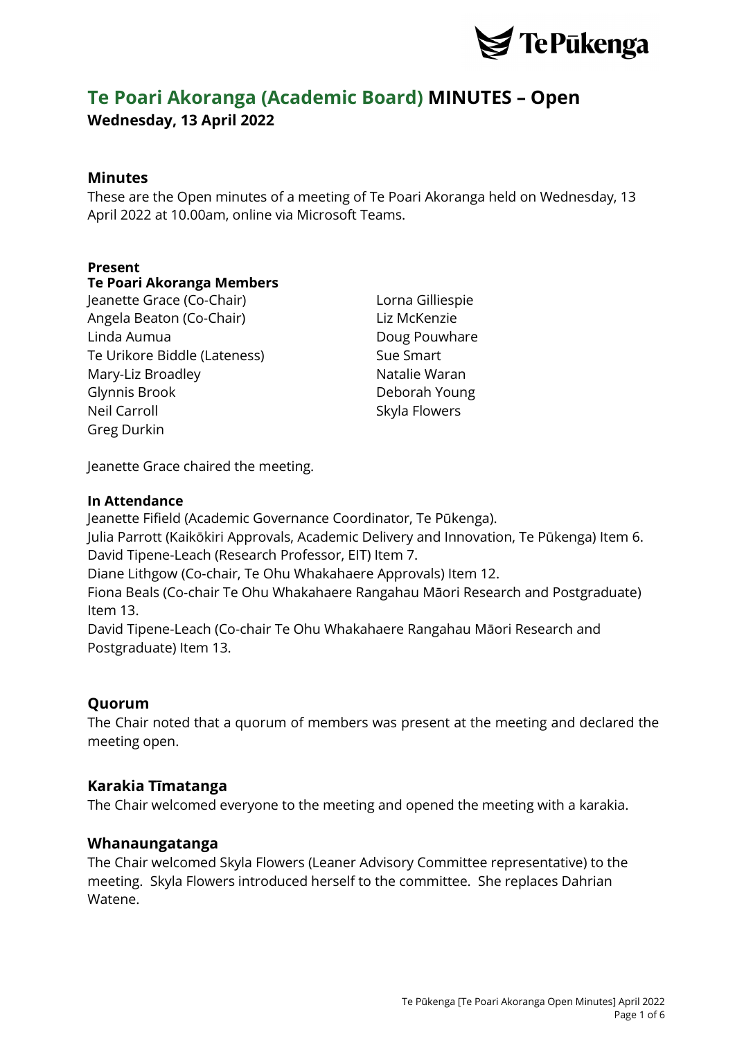# Te Poari Akoranga (Academic Board) MINUTES – Open

**Wednesday, 13 April 2022**

## Minutes

These are the Open minutes of a meeting of Te Poari Akoranga held on Wednesday, 13 April 2022 at 10.00am, online via Microsoft Teams.

**Present**

**Te Poari Akoranga Members**

Jeanette Grace (Co-Chair)
Angela Beaton (Co-Chair)
Linda Aumua
Te Urikore Biddle (Lateness)
Mary-Liz Broadley
Glynnis Brook
Neil Carroll
Greg Durkin
Lorna Gilliespie
Liz McKenzie
Doug Pouwhare
Sue Smart
Natalie Waran
Deborah Young
Skyla Flowers

Jeanette Grace chaired the meeting.

**In Attendance**

Jeanette Fifield (Academic Governance Coordinator, Te Pūkenga).
Julia Parrott (Kaikōkiri Approvals, Academic Delivery and Innovation, Te Pūkenga) Item 6.
David Tipene-Leach (Research Professor, EIT) Item 7.
Diane Lithgow (Co-chair, Te Ohu Whakahaere Approvals) Item 12.
Fiona Beals (Co-chair Te Ohu Whakahaere Rangahau Māori Research and Postgraduate) Item 13.
David Tipene-Leach (Co-chair Te Ohu Whakahaere Rangahau Māori Research and Postgraduate) Item 13.

## Quorum

The Chair noted that a quorum of members was present at the meeting and declared the meeting open.

## Karakia Tīmatanga

The Chair welcomed everyone to the meeting and opened the meeting with a karakia.

## Whanaungatanga

The Chair welcomed Skyla Flowers (Leaner Advisory Committee representative) to the meeting. Skyla Flowers introduced herself to the committee. She replaces Dahrian Watene.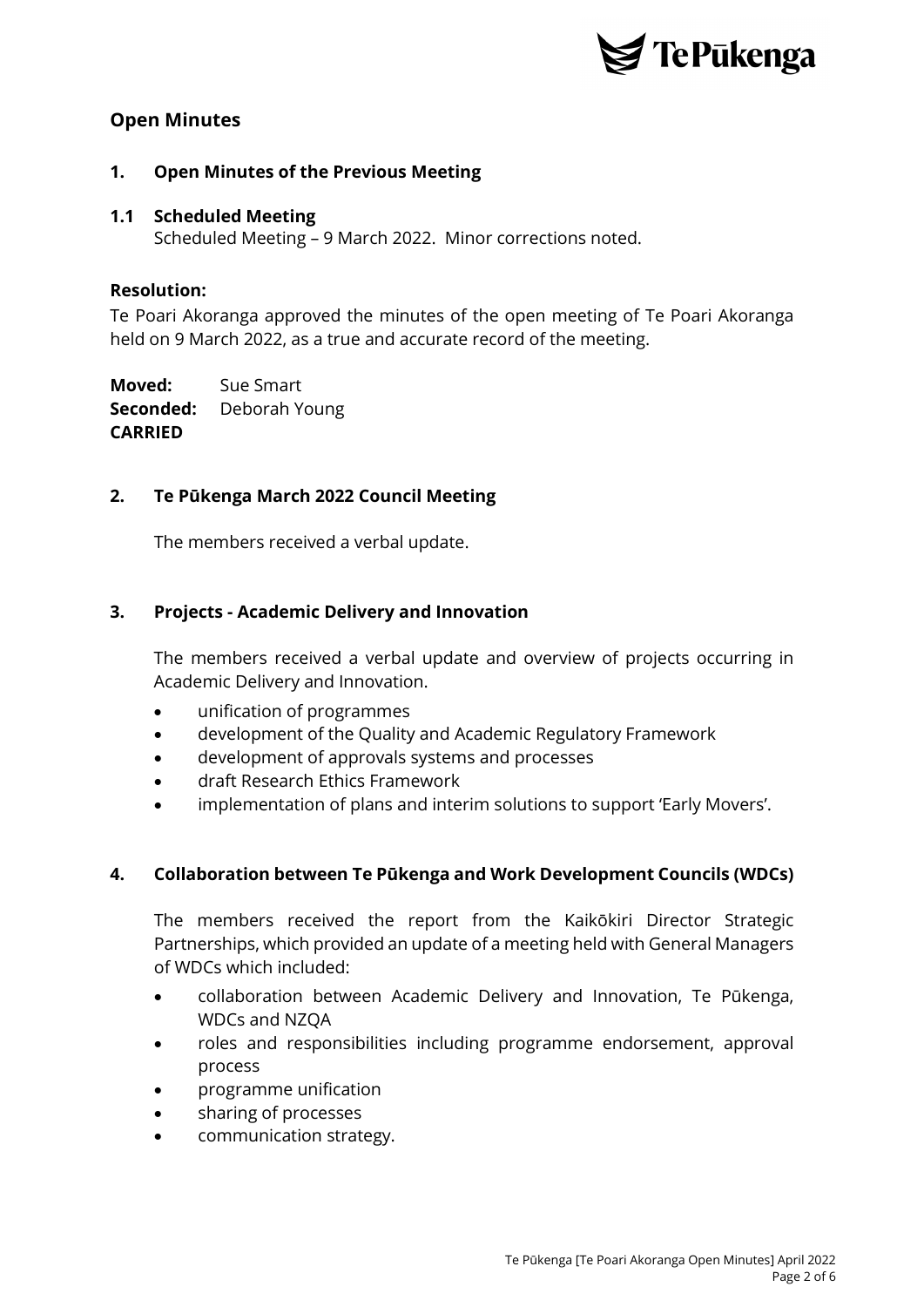## Open Minutes

### 1. Open Minutes of the Previous Meeting

### 1.1 Scheduled Meeting

Scheduled Meeting – 9 March 2022. Minor corrections noted.

**Resolution:**

Te Poari Akoranga approved the minutes of the open meeting of Te Poari Akoranga held on 9 March 2022, as a true and accurate record of the meeting.

**Moved:** Sue Smart
**Seconded:** Deborah Young
**CARRIED**

### 2. Te Pūkenga March 2022 Council Meeting

The members received a verbal update.

### 3. Projects - Academic Delivery and Innovation

The members received a verbal update and overview of projects occurring in Academic Delivery and Innovation.

- unification of programmes
- development of the Quality and Academic Regulatory Framework
- development of approvals systems and processes
- draft Research Ethics Framework
- implementation of plans and interim solutions to support 'Early Movers'.

### 4. Collaboration between Te Pūkenga and Work Development Councils (WDCs)

The members received the report from the Kaikōkiri Director Strategic Partnerships, which provided an update of a meeting held with General Managers of WDCs which included:

- collaboration between Academic Delivery and Innovation, Te Pūkenga, WDCs and NZQA
- roles and responsibilities including programme endorsement, approval process
- programme unification
- sharing of processes
- communication strategy.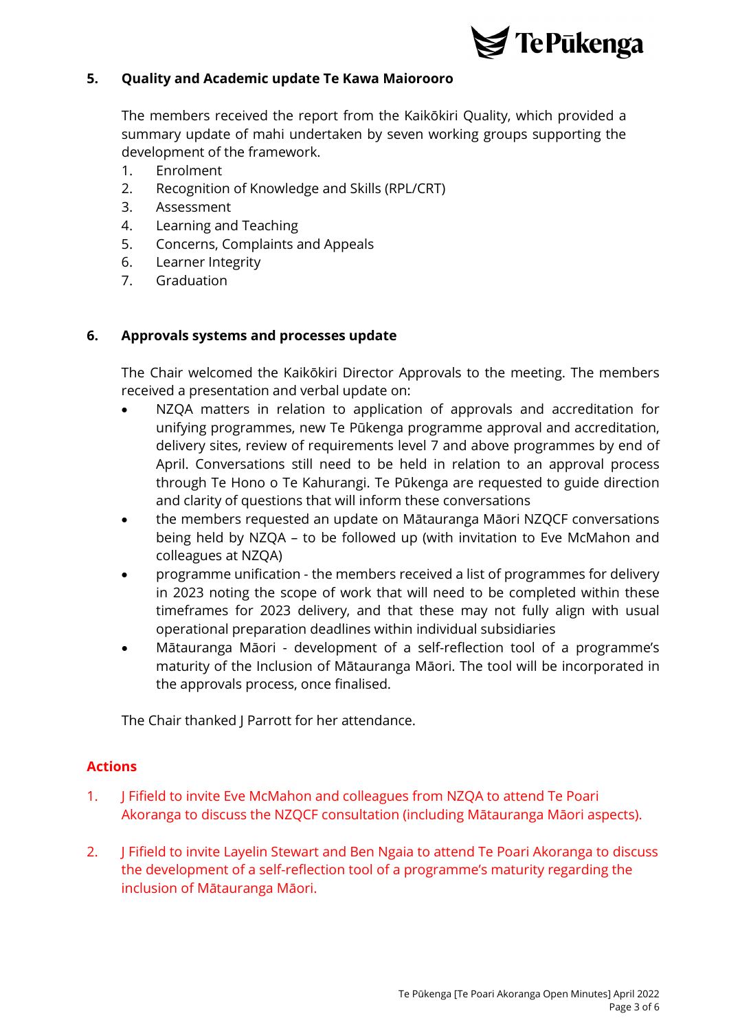## 5. Quality and Academic update Te Kawa Maiorooro

The members received the report from the Kaikōkiri Quality, which provided a summary update of mahi undertaken by seven working groups supporting the development of the framework.

1. Enrolment
2. Recognition of Knowledge and Skills (RPL/CRT)
3. Assessment
4. Learning and Teaching
5. Concerns, Complaints and Appeals
6. Learner Integrity
7. Graduation

## 6. Approvals systems and processes update

The Chair welcomed the Kaikōkiri Director Approvals to the meeting. The members received a presentation and verbal update on:

- NZQA matters in relation to application of approvals and accreditation for unifying programmes, new Te Pūkenga programme approval and accreditation, delivery sites, review of requirements level 7 and above programmes by end of April. Conversations still need to be held in relation to an approval process through Te Hono o Te Kahurangi. Te Pūkenga are requested to guide direction and clarity of questions that will inform these conversations
- the members requested an update on Mātauranga Māori NZQCF conversations being held by NZQA – to be followed up (with invitation to Eve McMahon and colleagues at NZQA)
- programme unification - the members received a list of programmes for delivery in 2023 noting the scope of work that will need to be completed within these timeframes for 2023 delivery, and that these may not fully align with usual operational preparation deadlines within individual subsidiaries
- Mātauranga Māori - development of a self-reflection tool of a programme's maturity of the Inclusion of Mātauranga Māori. The tool will be incorporated in the approvals process, once finalised.

The Chair thanked J Parrott for her attendance.

### Actions

1. J Fifield to invite Eve McMahon and colleagues from NZQA to attend Te Poari Akoranga to discuss the NZQCF consultation (including Mātauranga Māori aspects).
2. J Fifield to invite Layelin Stewart and Ben Ngaia to attend Te Poari Akoranga to discuss the development of a self-reflection tool of a programme's maturity regarding the inclusion of Mātauranga Māori.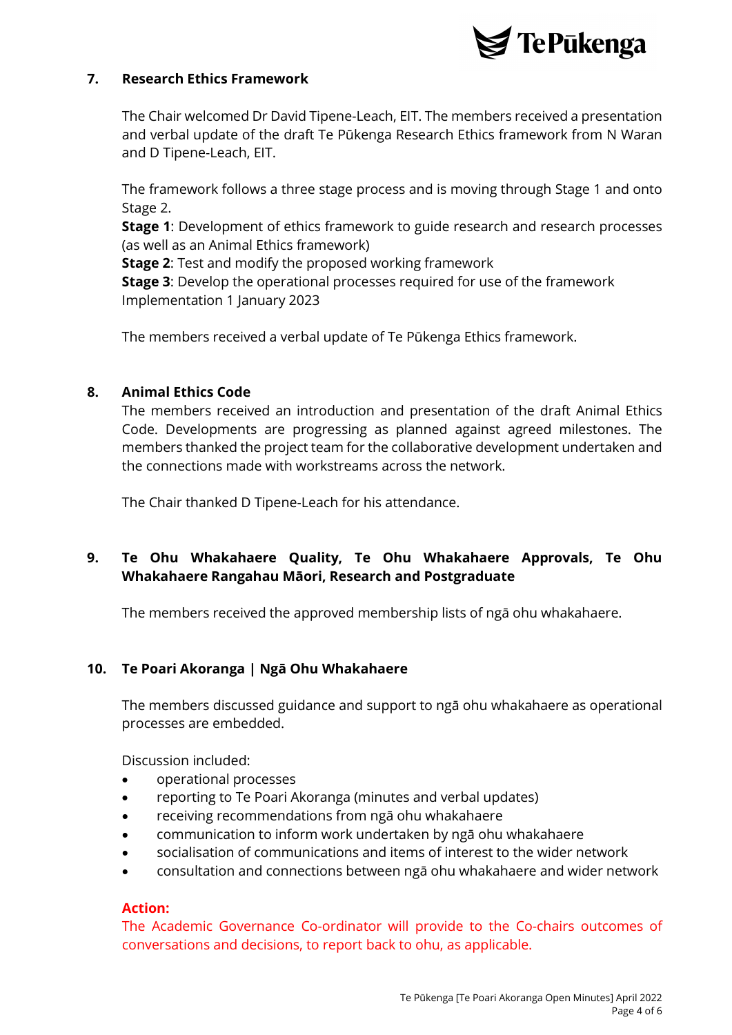## 7. Research Ethics Framework

The Chair welcomed Dr David Tipene-Leach, EIT. The members received a presentation and verbal update of the draft Te Pūkenga Research Ethics framework from N Waran and D Tipene-Leach, EIT.

The framework follows a three stage process and is moving through Stage 1 and onto Stage 2.
**Stage 1**: Development of ethics framework to guide research and research processes (as well as an Animal Ethics framework)
**Stage 2**: Test and modify the proposed working framework
**Stage 3**: Develop the operational processes required for use of the framework
Implementation 1 January 2023

The members received a verbal update of Te Pūkenga Ethics framework.

## 8. Animal Ethics Code

The members received an introduction and presentation of the draft Animal Ethics Code. Developments are progressing as planned against agreed milestones. The members thanked the project team for the collaborative development undertaken and the connections made with workstreams across the network.

The Chair thanked D Tipene-Leach for his attendance.

## 9. Te Ohu Whakahaere Quality, Te Ohu Whakahaere Approvals, Te Ohu Whakahaere Rangahau Māori, Research and Postgraduate

The members received the approved membership lists of ngā ohu whakahaere.

## 10. Te Poari Akoranga | Ngā Ohu Whakahaere

The members discussed guidance and support to ngā ohu whakahaere as operational processes are embedded.

Discussion included:

- operational processes
- reporting to Te Poari Akoranga (minutes and verbal updates)
- receiving recommendations from ngā ohu whakahaere
- communication to inform work undertaken by ngā ohu whakahaere
- socialisation of communications and items of interest to the wider network
- consultation and connections between ngā ohu whakahaere and wider network

**Action:**
The Academic Governance Co-ordinator will provide to the Co-chairs outcomes of conversations and decisions, to report back to ohu, as applicable.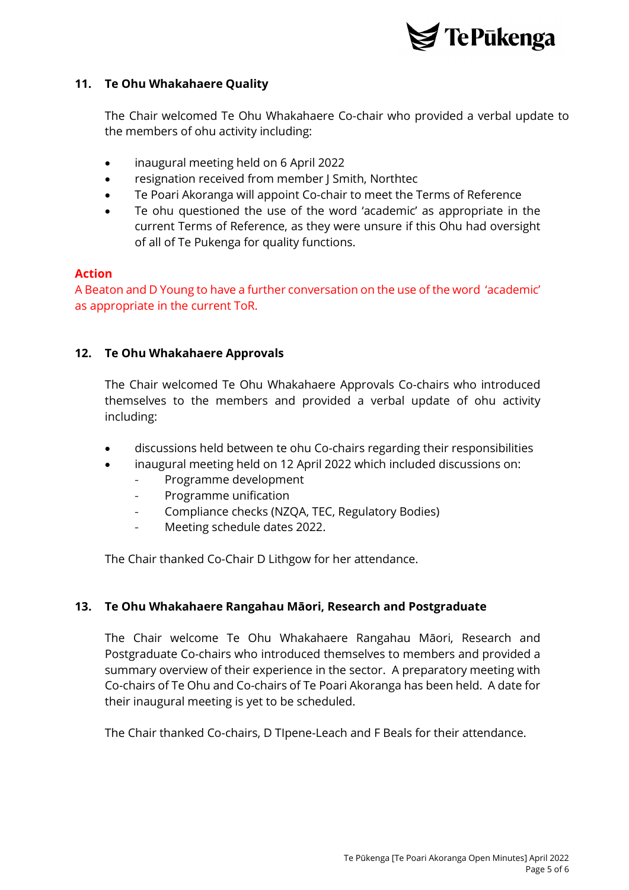## 11. Te Ohu Whakahaere Quality

The Chair welcomed Te Ohu Whakahaere Co-chair who provided a verbal update to the members of ohu activity including:

- inaugural meeting held on 6 April 2022
- resignation received from member J Smith, Northtec
- Te Poari Akoranga will appoint Co-chair to meet the Terms of Reference
- Te ohu questioned the use of the word 'academic' as appropriate in the current Terms of Reference, as they were unsure if this Ohu had oversight of all of Te Pukenga for quality functions.

**Action**

A Beaton and D Young to have a further conversation on the use of the word 'academic' as appropriate in the current ToR.

## 12. Te Ohu Whakahaere Approvals

The Chair welcomed Te Ohu Whakahaere Approvals Co-chairs who introduced themselves to the members and provided a verbal update of ohu activity including:

- discussions held between te ohu Co-chairs regarding their responsibilities
- inaugural meeting held on 12 April 2022 which included discussions on:
  - Programme development
  - Programme unification
  - Compliance checks (NZQA, TEC, Regulatory Bodies)
  - Meeting schedule dates 2022.

The Chair thanked Co-Chair D Lithgow for her attendance.

## 13. Te Ohu Whakahaere Rangahau Māori, Research and Postgraduate

The Chair welcome Te Ohu Whakahaere Rangahau Māori, Research and Postgraduate Co-chairs who introduced themselves to members and provided a summary overview of their experience in the sector. A preparatory meeting with Co-chairs of Te Ohu and Co-chairs of Te Poari Akoranga has been held. A date for their inaugural meeting is yet to be scheduled.

The Chair thanked Co-chairs, D TIpene-Leach and F Beals for their attendance.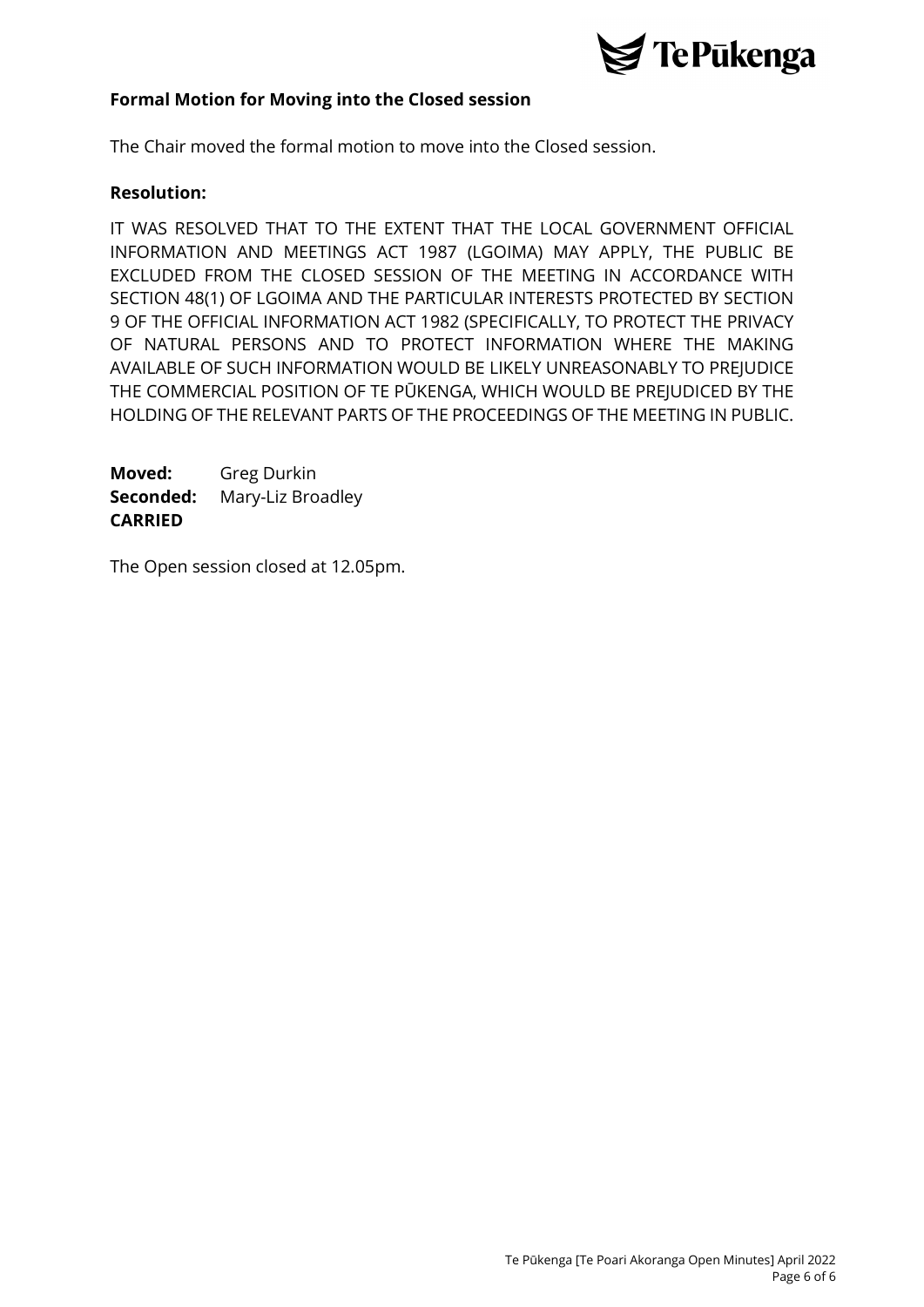**Formal Motion for Moving into the Closed session**

The Chair moved the formal motion to move into the Closed session.

**Resolution:**

IT WAS RESOLVED THAT TO THE EXTENT THAT THE LOCAL GOVERNMENT OFFICIAL INFORMATION AND MEETINGS ACT 1987 (LGOIMA) MAY APPLY, THE PUBLIC BE EXCLUDED FROM THE CLOSED SESSION OF THE MEETING IN ACCORDANCE WITH SECTION 48(1) OF LGOIMA AND THE PARTICULAR INTERESTS PROTECTED BY SECTION 9 OF THE OFFICIAL INFORMATION ACT 1982 (SPECIFICALLY, TO PROTECT THE PRIVACY OF NATURAL PERSONS AND TO PROTECT INFORMATION WHERE THE MAKING AVAILABLE OF SUCH INFORMATION WOULD BE LIKELY UNREASONABLY TO PREJUDICE THE COMMERCIAL POSITION OF TE PŪKENGA, WHICH WOULD BE PREJUDICED BY THE HOLDING OF THE RELEVANT PARTS OF THE PROCEEDINGS OF THE MEETING IN PUBLIC.

**Moved:** Greg Durkin
**Seconded:** Mary-Liz Broadley
**CARRIED**

The Open session closed at 12.05pm.